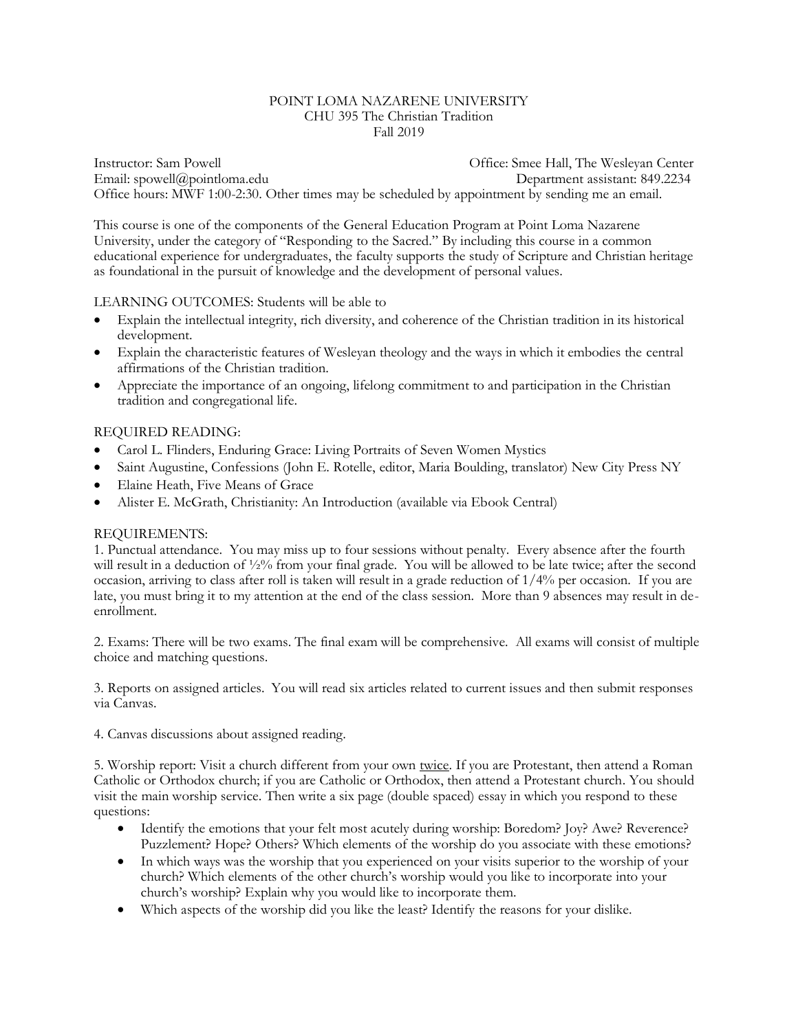# POINT LOMA NAZARENE UNIVERSITY
## CHU 395 The Christian Tradition
### Fall 2019

Instructor: Sam Powell  
Office: Smee Hall, The Wesleyan Center  
Email: spowell@pointloma.edu  
Department assistant: 849.2234  
Office hours: MWF 1:00-2:30. Other times may be scheduled by appointment by sending me an email.

This course is one of the components of the General Education Program at Point Loma Nazarene University, under the category of "Responding to the Sacred." By including this course in a common educational experience for undergraduates, the faculty supports the study of Scripture and Christian heritage as foundational in the pursuit of knowledge and the development of personal values.

LEARNING OUTCOMES: Students will be able to

- Explain the intellectual integrity, rich diversity, and coherence of the Christian tradition in its historical development.
- Explain the characteristic features of Wesleyan theology and the ways in which it embodies the central affirmations of the Christian tradition.
- Appreciate the importance of an ongoing, lifelong commitment to and participation in the Christian tradition and congregational life.

REQUIRED READING:

- Carol L. Flinders, Enduring Grace: Living Portraits of Seven Women Mystics
- Saint Augustine, Confessions (John E. Rotelle, editor, Maria Boulding, translator) New City Press NY
- Elaine Heath, Five Means of Grace
- Alister E. McGrath, Christianity: An Introduction (available via Ebook Central)

REQUIREMENTS:

1. Punctual attendance. You may miss up to four sessions without penalty. Every absence after the fourth will result in a deduction of ½% from your final grade. You will be allowed to be late twice; after the second occasion, arriving to class after roll is taken will result in a grade reduction of 1/4% per occasion. If you are late, you must bring it to my attention at the end of the class session. More than 9 absences may result in de-enrollment.

2. Exams: There will be two exams. The final exam will be comprehensive. All exams will consist of multiple choice and matching questions.

3. Reports on assigned articles. You will read six articles related to current issues and then submit responses via Canvas.

4. Canvas discussions about assigned reading.

5. Worship report: Visit a church different from your own <u>twice</u>. If you are Protestant, then attend a Roman Catholic or Orthodox church; if you are Catholic or Orthodox, then attend a Protestant church. You should visit the main worship service. Then write a six page (double spaced) essay in which you respond to these questions:
   - Identify the emotions that your felt most acutely during worship: Boredom? Joy? Awe? Reverence? Puzzlement? Hope? Others? Which elements of the worship do you associate with these emotions?
   - In which ways was the worship that you experienced on your visits superior to the worship of your church? Which elements of the other church's worship would you like to incorporate into your church's worship? Explain why you would like to incorporate them.
   - Which aspects of the worship did you like the least? Identify the reasons for your dislike.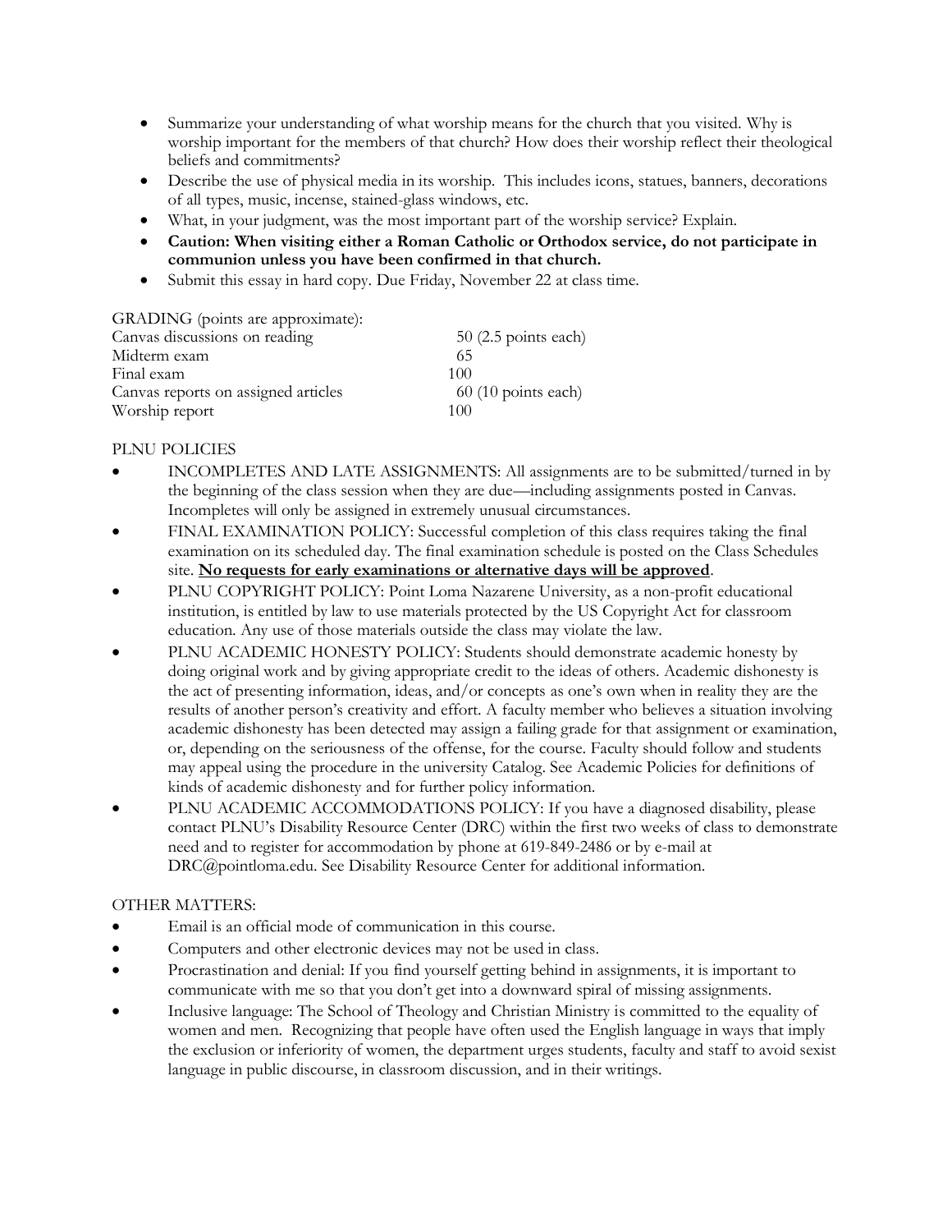- Summarize your understanding of what worship means for the church that you visited. Why is worship important for the members of that church? How does their worship reflect their theological beliefs and commitments?
- Describe the use of physical media in its worship. This includes icons, statues, banners, decorations of all types, music, incense, stained-glass windows, etc.
- What, in your judgment, was the most important part of the worship service? Explain.
- **Caution: When visiting either a Roman Catholic or Orthodox service, do not participate in communion unless you have been confirmed in that church.**
- Submit this essay in hard copy. Due Friday, November 22 at class time.

GRADING (points are approximate):

| | |
|---|---|
| Canvas discussions on reading | 50 (2.5 points each) |
| Midterm exam | 65 |
| Final exam | 100 |
| Canvas reports on assigned articles | 60 (10 points each) |
| Worship report | 100 |

PLNU POLICIES

- INCOMPLETES AND LATE ASSIGNMENTS: All assignments are to be submitted/turned in by the beginning of the class session when they are due—including assignments posted in Canvas. Incompletes will only be assigned in extremely unusual circumstances.
- FINAL EXAMINATION POLICY: Successful completion of this class requires taking the final examination on its scheduled day. The final examination schedule is posted on the Class Schedules site. **No requests for early examinations or alternative days will be approved**.
- PLNU COPYRIGHT POLICY: Point Loma Nazarene University, as a non-profit educational institution, is entitled by law to use materials protected by the US Copyright Act for classroom education. Any use of those materials outside the class may violate the law.
- PLNU ACADEMIC HONESTY POLICY: Students should demonstrate academic honesty by doing original work and by giving appropriate credit to the ideas of others. Academic dishonesty is the act of presenting information, ideas, and/or concepts as one's own when in reality they are the results of another person's creativity and effort. A faculty member who believes a situation involving academic dishonesty has been detected may assign a failing grade for that assignment or examination, or, depending on the seriousness of the offense, for the course. Faculty should follow and students may appeal using the procedure in the university Catalog. See Academic Policies for definitions of kinds of academic dishonesty and for further policy information.
- PLNU ACADEMIC ACCOMMODATIONS POLICY: If you have a diagnosed disability, please contact PLNU's Disability Resource Center (DRC) within the first two weeks of class to demonstrate need and to register for accommodation by phone at 619-849-2486 or by e-mail at DRC@pointloma.edu. See Disability Resource Center for additional information.

OTHER MATTERS:

- Email is an official mode of communication in this course.
- Computers and other electronic devices may not be used in class.
- Procrastination and denial: If you find yourself getting behind in assignments, it is important to communicate with me so that you don't get into a downward spiral of missing assignments.
- Inclusive language: The School of Theology and Christian Ministry is committed to the equality of women and men. Recognizing that people have often used the English language in ways that imply the exclusion or inferiority of women, the department urges students, faculty and staff to avoid sexist language in public discourse, in classroom discussion, and in their writings.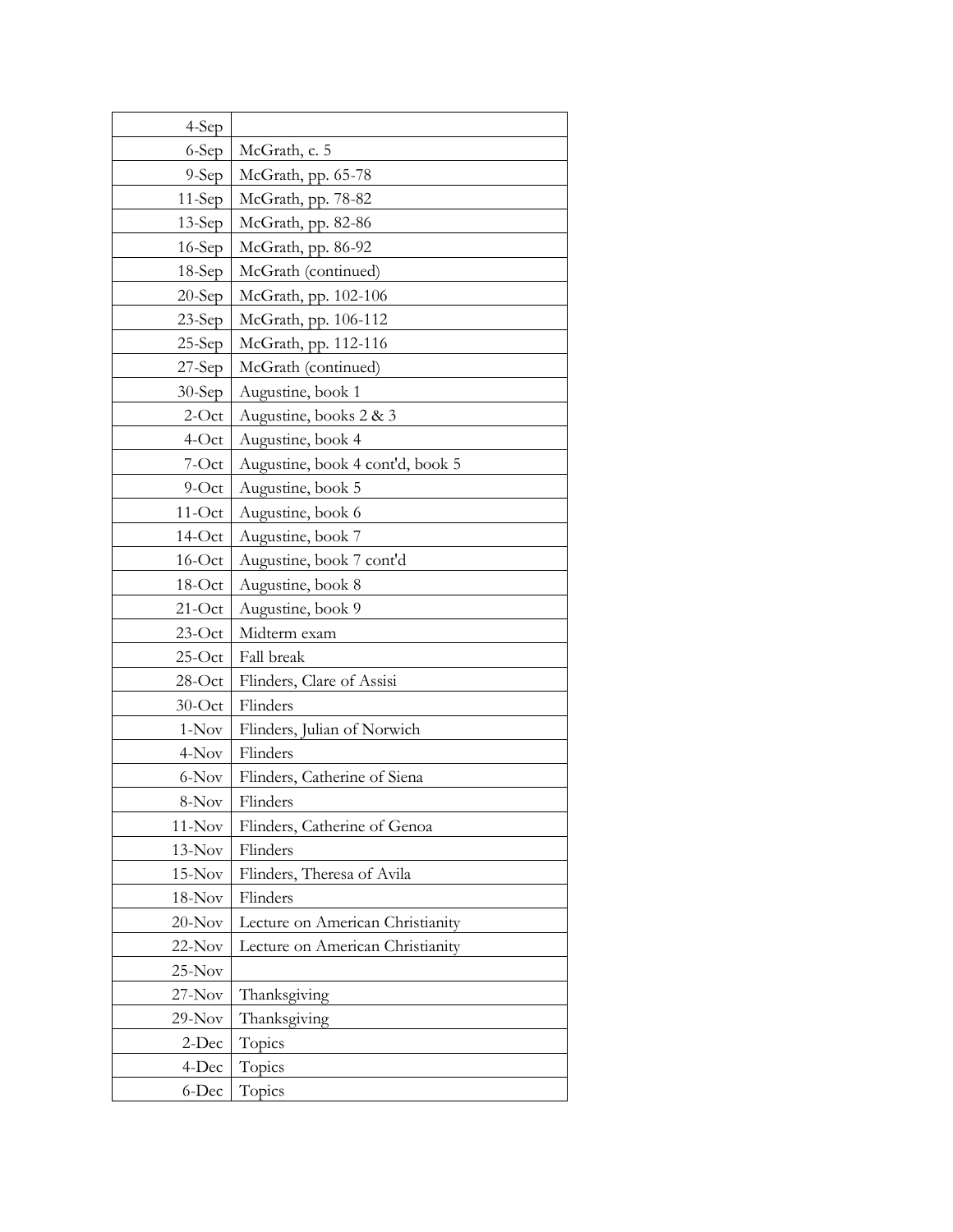| | |
|---|---|
| 4-Sep | |
| 6-Sep | McGrath, c. 5 |
| 9-Sep | McGrath, pp. 65-78 |
| 11-Sep | McGrath, pp. 78-82 |
| 13-Sep | McGrath, pp. 82-86 |
| 16-Sep | McGrath, pp. 86-92 |
| 18-Sep | McGrath (continued) |
| 20-Sep | McGrath, pp. 102-106 |
| 23-Sep | McGrath, pp. 106-112 |
| 25-Sep | McGrath, pp. 112-116 |
| 27-Sep | McGrath (continued) |
| 30-Sep | Augustine, book 1 |
| 2-Oct | Augustine, books 2 & 3 |
| 4-Oct | Augustine, book 4 |
| 7-Oct | Augustine, book 4 cont'd, book 5 |
| 9-Oct | Augustine, book 5 |
| 11-Oct | Augustine, book 6 |
| 14-Oct | Augustine, book 7 |
| 16-Oct | Augustine, book 7 cont'd |
| 18-Oct | Augustine, book 8 |
| 21-Oct | Augustine, book 9 |
| 23-Oct | Midterm exam |
| 25-Oct | Fall break |
| 28-Oct | Flinders, Clare of Assisi |
| 30-Oct | Flinders |
| 1-Nov | Flinders, Julian of Norwich |
| 4-Nov | Flinders |
| 6-Nov | Flinders, Catherine of Siena |
| 8-Nov | Flinders |
| 11-Nov | Flinders, Catherine of Genoa |
| 13-Nov | Flinders |
| 15-Nov | Flinders, Theresa of Avila |
| 18-Nov | Flinders |
| 20-Nov | Lecture on American Christianity |
| 22-Nov | Lecture on American Christianity |
| 25-Nov | |
| 27-Nov | Thanksgiving |
| 29-Nov | Thanksgiving |
| 2-Dec | Topics |
| 4-Dec | Topics |
| 6-Dec | Topics |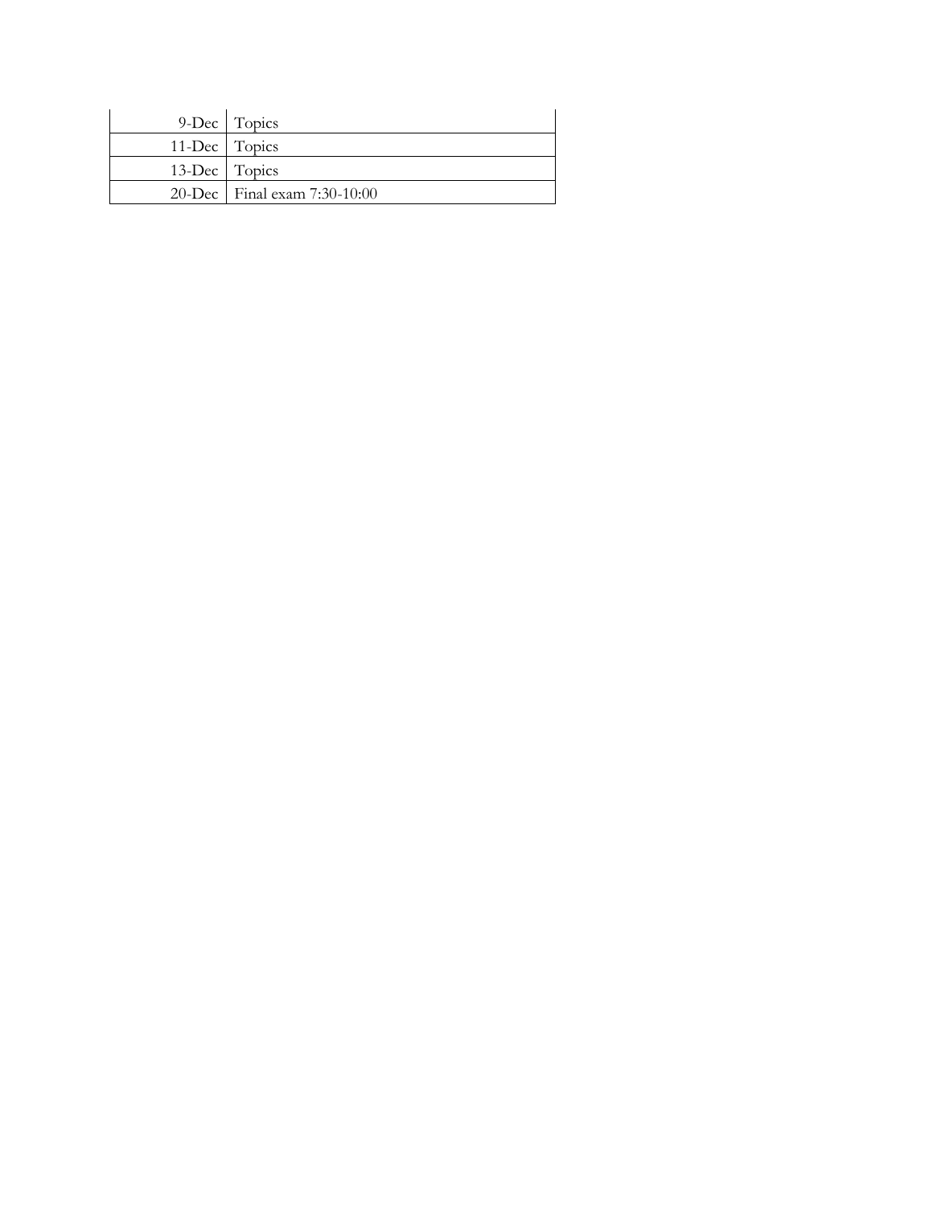| | |
|---|---|
| 9-Dec | Topics |
| 11-Dec | Topics |
| 13-Dec | Topics |
| 20-Dec | Final exam 7:30-10:00 |